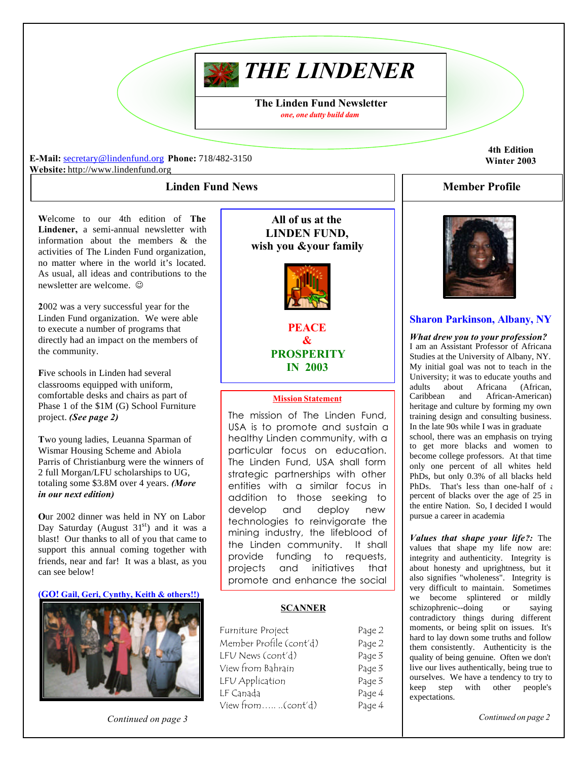# THE LINDENER

**The Linden Fund Newsletter**

*one, one dutty build dam*

**E-Mail:** secretary@lindenfund.org **Phone:** 718/482-3150
**Website:** http://www.lindenfund.org

**4th Edition**
**Winter 2003**

## Linden Fund News

**W**elcome to our 4th edition of **The Lindener,** a semi-annual newsletter with information about the members & the activities of The Linden Fund organization, no matter where in the world it's located. As usual, all ideas and contributions to the newsletter are welcome. ☺

**2**002 was a very successful year for the Linden Fund organization. We were able to execute a number of programs that directly had an impact on the members of the community.

**F**ive schools in Linden had several classrooms equipped with uniform, comfortable desks and chairs as part of Phase 1 of the $1M (G) School Furniture project. ***(See page 2)***

**T**wo young ladies, Leuanna Sparman of Wismar Housing Scheme and Abiola Parris of Christianburg were the winners of 2 full Morgan/LFU scholarships to UG, totaling some $3.8M over 4 years. ***(More in our next edition)***

**O**ur 2002 dinner was held in NY on Labor Day Saturday (August 31st) and it was a blast! Our thanks to all of you that came to support this annual coming together with friends, near and far! It was a blast, as you can see below!

**(GO! Gail, Geri, Cynthy, Keith & others!!)**

*Continued on page 3*

**All of us at the LINDEN FUND, wish you &your family**

**PEACE & PROSPERITY IN 2003**

**Mission Statement**

The mission of The Linden Fund, USA is to promote and sustain a healthy Linden community, with a particular focus on education. The Linden Fund, USA shall form strategic partnerships with other entities with a similar focus in addition to those seeking to develop and deploy new technologies to reinvigorate the mining industry, the lifeblood of the Linden community. It shall provide funding to requests, projects and initiatives that promote and enhance the social

**SCANNER**

| | |
|---|---|
| Furniture Project | Page 2 |
| Member Profile (cont'd) | Page 2 |
| LFU News (cont'd) | Page 3 |
| View from Bahrain | Page 3 |
| LFU Application | Page 3 |
| LF Canada | Page 4 |
| View from….. ..(cont'd) | Page 4 |

## Member Profile

### Sharon Parkinson, Albany, NY

***What drew you to your profession?*** I am an Assistant Professor of Africana Studies at the University of Albany, NY. My initial goal was not to teach in the University; it was to educate youths and adults about Africana (African, Caribbean and African-American) heritage and culture by forming my own training design and consulting business. In the late 90s while I was in graduate school, there was an emphasis on trying to get more blacks and women to become college professors. At that time only one percent of all whites held PhDs, but only 0.3% of all blacks held PhDs. That's less than one-half of a percent of blacks over the age of 25 in the entire Nation. So, I decided I would pursue a career in academia

***Values that shape your life?:*** The values that shape my life now are: integrity and authenticity. Integrity is about honesty and uprightness, but it also signifies "wholeness". Integrity is very difficult to maintain. Sometimes we become splintered or mildly schizophrenic--doing or saying contradictory things during different moments, or being split on issues. It's hard to lay down some truths and follow them consistently. Authenticity is the quality of being genuine. Often we don't live our lives authentically, being true to ourselves. We have a tendency to try to keep step with other people's expectations.

*Continued on page 2*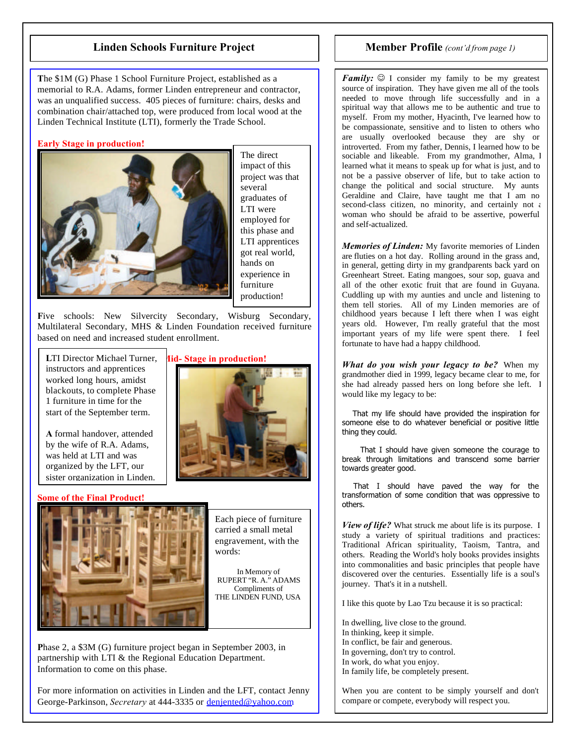## Linden Schools Furniture Project

The $1M (G) Phase 1 School Furniture Project, established as a memorial to R.A. Adams, former Linden entrepreneur and contractor, was an unqualified success. 405 pieces of furniture: chairs, desks and combination chair/attached top, were produced from local wood at the Linden Technical Institute (LTI), formerly the Trade School.

**Early Stage in production!**

The direct impact of this project was that several graduates of LTI were employed for this phase and LTI apprentices got real world, hands on experience in furniture production!

Five schools: New Silvercity Secondary, Wisburg Secondary, Multilateral Secondary, MHS & Linden Foundation received furniture based on need and increased student enrollment.

LTI Director Michael Turner, instructors and apprentices worked long hours, amidst blackouts, to complete Phase 1 furniture in time for the start of the September term.

A formal handover, attended by the wife of R.A. Adams, was held at LTI and was organized by the LFT, our sister organization in Linden.

**Mid- Stage in production!**

**Some of the Final Product!**

Each piece of furniture carried a small metal engravement, with the words:

In Memory of
RUPERT "R. A." ADAMS
Compliments of
THE LINDEN FUND, USA

Phase 2, a $3M (G) furniture project began in September 2003, in partnership with LTI & the Regional Education Department. Information to come on this phase.

For more information on activities in Linden and the LFT, contact Jenny George-Parkinson, *Secretary* at 444-3335 or denjented@yahoo.com

## Member Profile *(cont'd from page 1)*

***Family:*** ☺ I consider my family to be my greatest source of inspiration. They have given me all of the tools needed to move through life successfully and in a spiritual way that allows me to be authentic and true to myself. From my mother, Hyacinth, I've learned how to be compassionate, sensitive and to listen to others who are usually overlooked because they are shy or introverted. From my father, Dennis, I learned how to be sociable and likeable. From my grandmother, Alma, I learned what it means to speak up for what is just, and to not be a passive observer of life, but to take action to change the political and social structure. My aunts Geraldine and Claire, have taught me that I am no second-class citizen, no minority, and certainly not a woman who should be afraid to be assertive, powerful and self-actualized.

***Memories of Linden:*** My favorite memories of Linden are fluties on a hot day. Rolling around in the grass and, in general, getting dirty in my grandparents back yard on Greenheart Street. Eating mangoes, sour sop, guava and all of the other exotic fruit that are found in Guyana. Cuddling up with my aunties and uncle and listening to them tell stories. All of my Linden memories are of childhood years because I left there when I was eight years old. However, I'm really grateful that the most important years of my life were spent there. I feel fortunate to have had a happy childhood.

***What do you wish your legacy to be?*** When my grandmother died in 1999, legacy became clear to me, for she had already passed hers on long before she left. I would like my legacy to be:

That my life should have provided the inspiration for someone else to do whatever beneficial or positive little thing they could.

That I should have given someone the courage to break through limitations and transcend some barrier towards greater good.

That I should have paved the way for the transformation of some condition that was oppressive to others.

***View of life?*** What struck me about life is its purpose. I study a variety of spiritual traditions and practices: Traditional African spirituality, Taoism, Tantra, and others. Reading the World's holy books provides insights into commonalities and basic principles that people have discovered over the centuries. Essentially life is a soul's journey. That's it in a nutshell.

I like this quote by Lao Tzu because it is so practical:

In dwelling, live close to the ground.
In thinking, keep it simple.
In conflict, be fair and generous.
In governing, don't try to control.
In work, do what you enjoy.
In family life, be completely present.

When you are content to be simply yourself and don't compare or compete, everybody will respect you.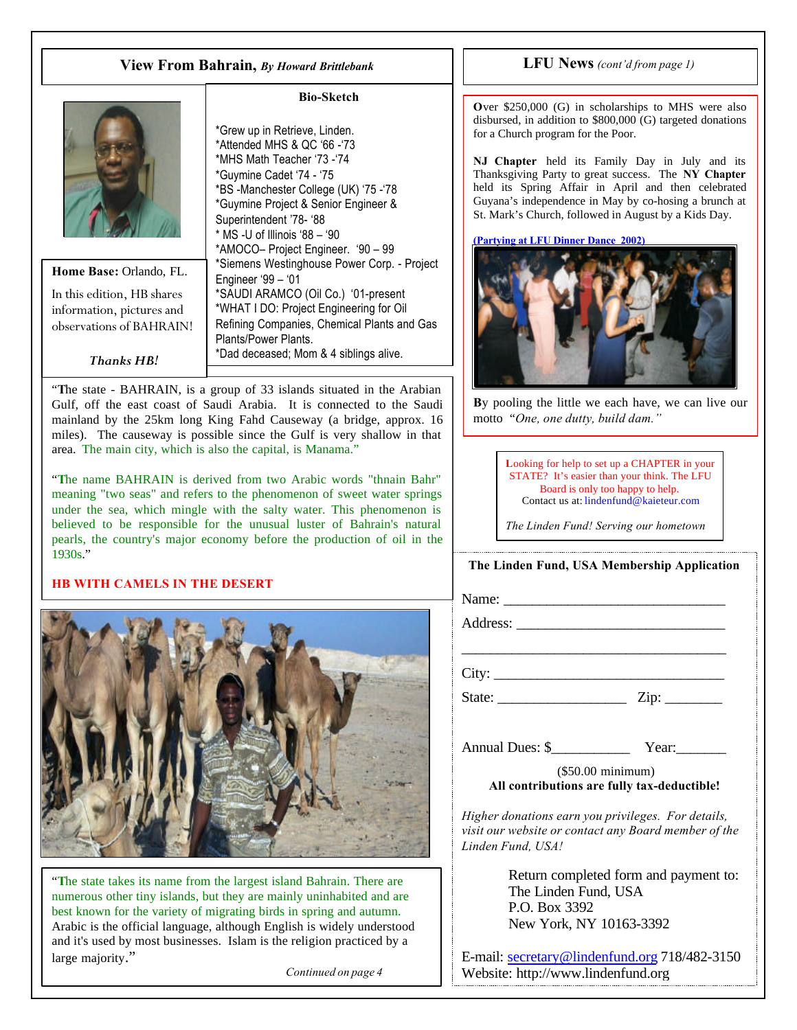## View From Bahrain, *By Howard Brittlebank*

**Bio-Sketch**

*Grew up in Retrieve, Linden.
*Attended MHS & QC '66 -'73
*MHS Math Teacher '73 -'74
*Guymine Cadet '74 - '75
*BS -Manchester College (UK) '75 -'78
*Guymine Project & Senior Engineer & Superintendent '78- '88
* MS -U of Illinois '88 – '90
*AMOCO– Project Engineer. '90 – 99
*Siemens Westinghouse Power Corp. - Project Engineer '99 – '01
*SAUDI ARAMCO (Oil Co.) '01-present
*WHAT I DO: Project Engineering for Oil Refining Companies, Chemical Plants and Gas Plants/Power Plants.
*Dad deceased; Mom & 4 siblings alive.

**Home Base:** Orlando, FL.

In this edition, HB shares information, pictures and observations of BAHRAIN!

***Thanks HB!***

"The state - BAHRAIN, is a group of 33 islands situated in the Arabian Gulf, off the east coast of Saudi Arabia. It is connected to the Saudi mainland by the 25km long King Fahd Causeway (a bridge, approx. 16 miles). The causeway is possible since the Gulf is very shallow in that area. The main city, which is also the capital, is Manama."

"The name BAHRAIN is derived from two Arabic words "thnain Bahr" meaning "two seas" and refers to the phenomenon of sweet water springs under the sea, which mingle with the salty water. This phenomenon is believed to be responsible for the unusual luster of Bahrain's natural pearls, the country's major economy before the production of oil in the 1930s."

**HB WITH CAMELS IN THE DESERT**

"The state takes its name from the largest island Bahrain. There are numerous other tiny islands, but they are mainly uninhabited and are best known for the variety of migrating birds in spring and autumn. Arabic is the official language, although English is widely understood and it's used by most businesses. Islam is the religion practiced by a large majority."

*Continued on page 4*

## LFU News *(cont'd from page 1)*

Over $250,000 (G) in scholarships to MHS were also disbursed, in addition to $800,000 (G) targeted donations for a Church program for the Poor.

**NJ Chapter** held its Family Day in July and its Thanksgiving Party to great success. The **NY Chapter** held its Spring Affair in April and then celebrated Guyana's independence in May by co-hosing a brunch at St. Mark's Church, followed in August by a Kids Day.

**(Partying at LFU Dinner Dance 2002)**

By pooling the little we each have, we can live our motto *"One, one dutty, build dam."*

Looking for help to set up a CHAPTER in your STATE? It's easier than your think. The LFU Board is only too happy to help.
Contact us at: lindenfund@kaieteur.com

*The Linden Fund! Serving our hometown*

**The Linden Fund, USA Membership Application**

Name: ______________________________

Address: ____________________________

____________________________________

City: _______________________________

State: _________________ Zip: ________

Annual Dues: $__________ Year:_______

($50.00 minimum)
**All contributions are fully tax-deductible!**

*Higher donations earn you privileges. For details, visit our website or contact any Board member of the Linden Fund, USA!*

Return completed form and payment to:
The Linden Fund, USA
P.O. Box 3392
New York, NY 10163-3392

E-mail: secretary@lindenfund.org 718/482-3150
Website: http://www.lindenfund.org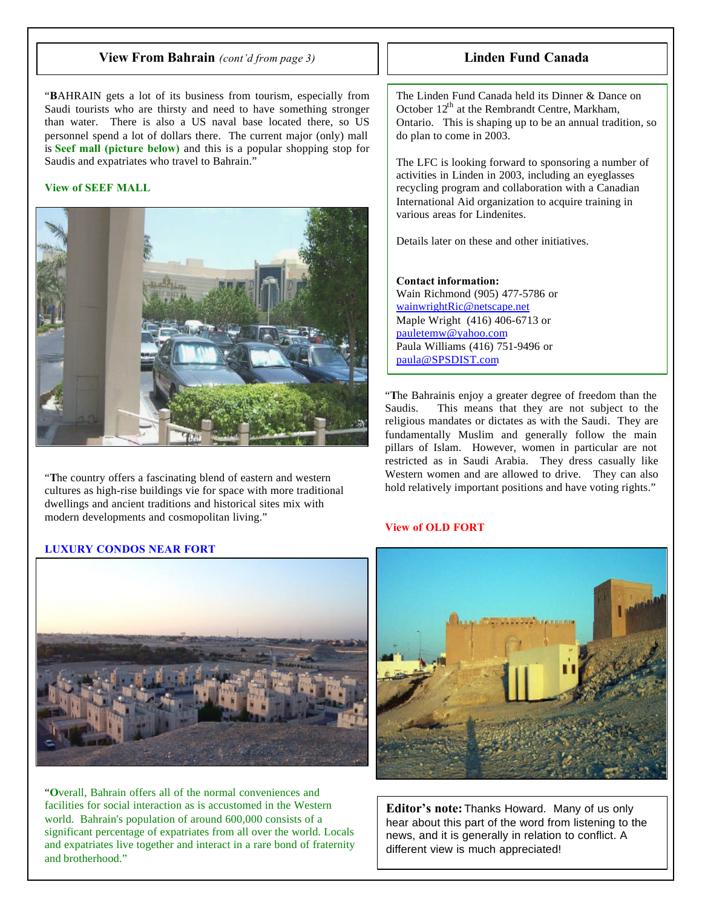## View From Bahrain *(cont'd from page 3)*

"**B**AHRAIN gets a lot of its business from tourism, especially from Saudi tourists who are thirsty and need to have something stronger than water. There is also a US naval base located there, so US personnel spend a lot of dollars there. The current major (only) mall is **Seef mall (picture below)** and this is a popular shopping stop for Saudis and expatriates who travel to Bahrain."

**View of SEEF MALL**

"**T**he country offers a fascinating blend of eastern and western cultures as high-rise buildings vie for space with more traditional dwellings and ancient traditions and historical sites mix with modern developments and cosmopolitan living."

**LUXURY CONDOS NEAR FORT**

"**O**verall, Bahrain offers all of the normal conveniences and facilities for social interaction as is accustomed in the Western world. Bahrain's population of around 600,000 consists of a significant percentage of expatriates from all over the world. Locals and expatriates live together and interact in a rare bond of fraternity and brotherhood."

## Linden Fund Canada

The Linden Fund Canada held its Dinner & Dance on October 12th at the Rembrandt Centre, Markham, Ontario. This is shaping up to be an annual tradition, so do plan to come in 2003.

The LFC is looking forward to sponsoring a number of activities in Linden in 2003, including an eyeglasses recycling program and collaboration with a Canadian International Aid organization to acquire training in various areas for Lindenites.

Details later on these and other initiatives.

**Contact information:**
Wain Richmond (905) 477-5786 or
wainwrightRic@netscape.net
Maple Wright (416) 406-6713 or
pauletemw@yahoo.com
Paula Williams (416) 751-9496 or
paula@SPSDIST.com

"**T**he Bahrainis enjoy a greater degree of freedom than the Saudis. This means that they are not subject to the religious mandates or dictates as with the Saudi. They are fundamentally Muslim and generally follow the main pillars of Islam. However, women in particular are not restricted as in Saudi Arabia. They dress casually like Western women and are allowed to drive. They can also hold relatively important positions and have voting rights."

**View of OLD FORT**

**Editor's note:** Thanks Howard. Many of us only hear about this part of the word from listening to the news, and it is generally in relation to conflict. A different view is much appreciated!